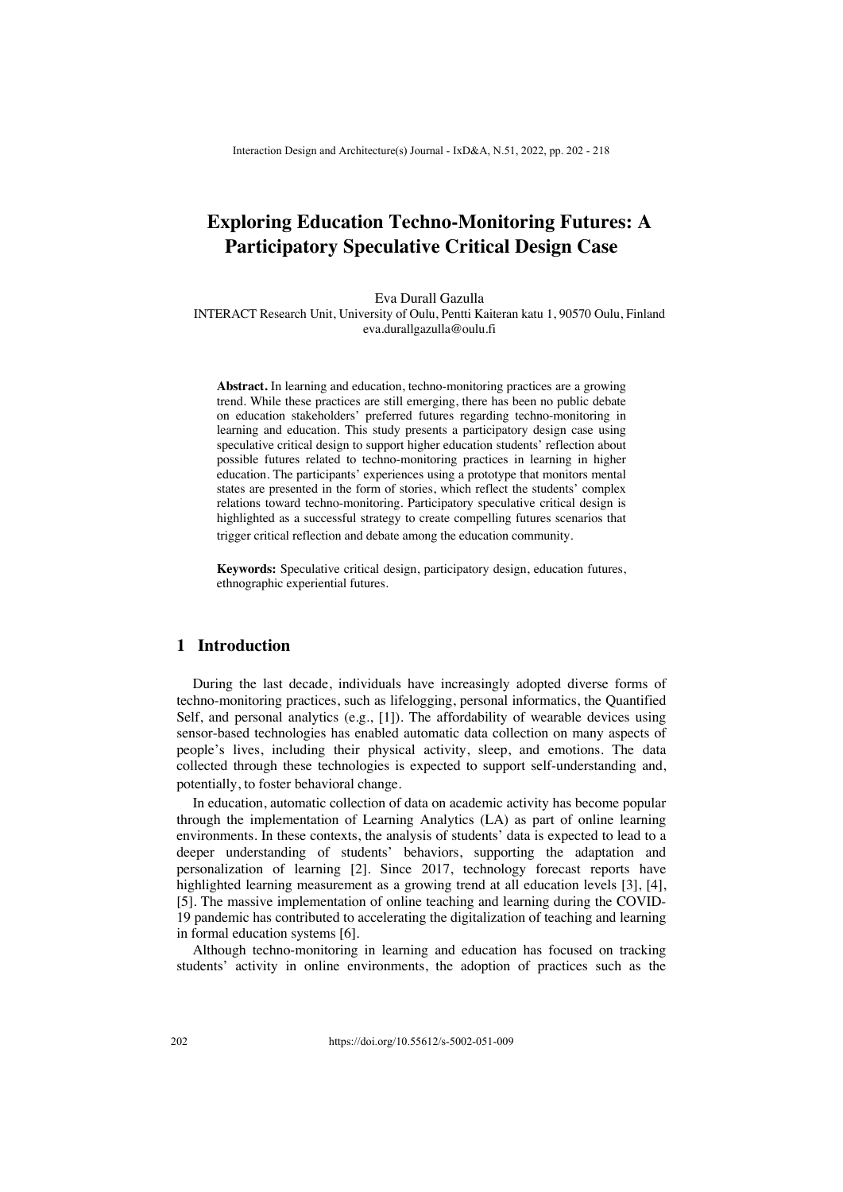# Exploring Education Techno-Monitoring Futures: A Participatory Speculative Critical Design Case

Eva Durall Gazulla
INTERACT Research Unit, University of Oulu, Pentti Kaiteran katu 1, 90570 Oulu, Finland
eva.durallgazulla@oulu.fi

**Abstract.** In learning and education, techno-monitoring practices are a growing trend. While these practices are still emerging, there has been no public debate on education stakeholders' preferred futures regarding techno-monitoring in learning and education. This study presents a participatory design case using speculative critical design to support higher education students' reflection about possible futures related to techno-monitoring practices in learning in higher education. The participants' experiences using a prototype that monitors mental states are presented in the form of stories, which reflect the students' complex relations toward techno-monitoring. Participatory speculative critical design is highlighted as a successful strategy to create compelling futures scenarios that trigger critical reflection and debate among the education community.

**Keywords:** Speculative critical design, participatory design, education futures, ethnographic experiential futures.

## 1 Introduction

During the last decade, individuals have increasingly adopted diverse forms of techno-monitoring practices, such as lifelogging, personal informatics, the Quantified Self, and personal analytics (e.g., [1]). The affordability of wearable devices using sensor-based technologies has enabled automatic data collection on many aspects of people's lives, including their physical activity, sleep, and emotions. The data collected through these technologies is expected to support self-understanding and, potentially, to foster behavioral change.

In education, automatic collection of data on academic activity has become popular through the implementation of Learning Analytics (LA) as part of online learning environments. In these contexts, the analysis of students' data is expected to lead to a deeper understanding of students' behaviors, supporting the adaptation and personalization of learning [2]. Since 2017, technology forecast reports have highlighted learning measurement as a growing trend at all education levels [3], [4], [5]. The massive implementation of online teaching and learning during the COVID-19 pandemic has contributed to accelerating the digitalization of teaching and learning in formal education systems [6].

Although techno-monitoring in learning and education has focused on tracking students' activity in online environments, the adoption of practices such as the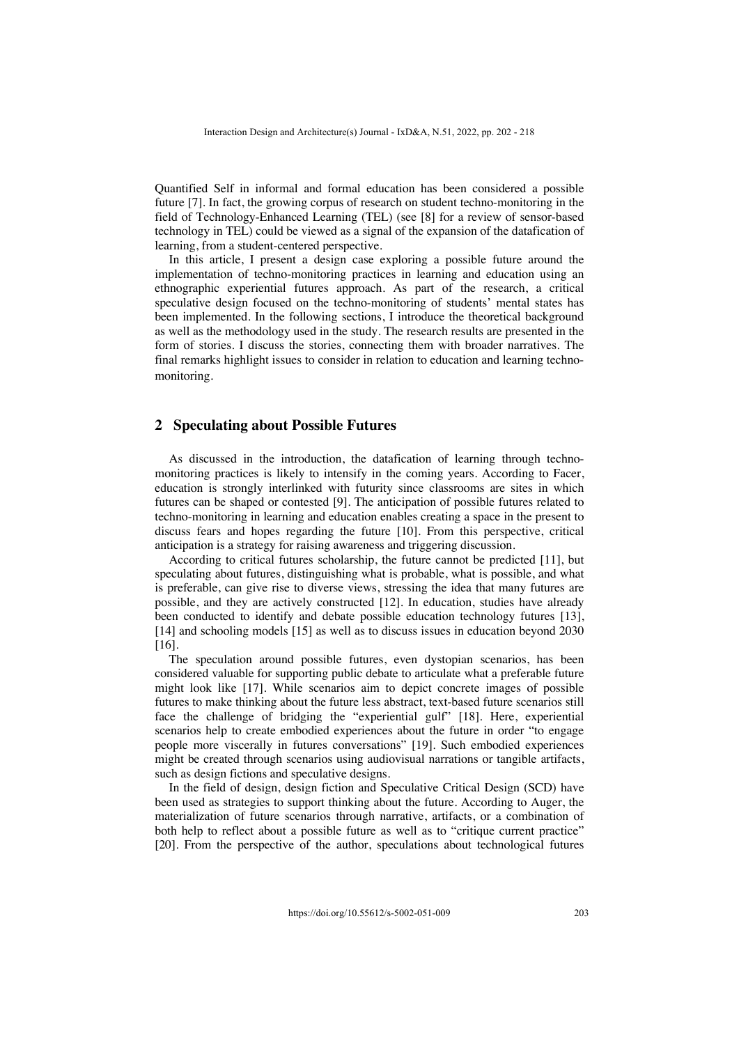Quantified Self in informal and formal education has been considered a possible future [7]. In fact, the growing corpus of research on student techno-monitoring in the field of Technology-Enhanced Learning (TEL) (see [8] for a review of sensor-based technology in TEL) could be viewed as a signal of the expansion of the datafication of learning, from a student-centered perspective.

In this article, I present a design case exploring a possible future around the implementation of techno-monitoring practices in learning and education using an ethnographic experiential futures approach. As part of the research, a critical speculative design focused on the techno-monitoring of students' mental states has been implemented. In the following sections, I introduce the theoretical background as well as the methodology used in the study. The research results are presented in the form of stories. I discuss the stories, connecting them with broader narratives. The final remarks highlight issues to consider in relation to education and learning techno-monitoring.

## 2 Speculating about Possible Futures

As discussed in the introduction, the datafication of learning through techno-monitoring practices is likely to intensify in the coming years. According to Facer, education is strongly interlinked with futurity since classrooms are sites in which futures can be shaped or contested [9]. The anticipation of possible futures related to techno-monitoring in learning and education enables creating a space in the present to discuss fears and hopes regarding the future [10]. From this perspective, critical anticipation is a strategy for raising awareness and triggering discussion.

According to critical futures scholarship, the future cannot be predicted [11], but speculating about futures, distinguishing what is probable, what is possible, and what is preferable, can give rise to diverse views, stressing the idea that many futures are possible, and they are actively constructed [12]. In education, studies have already been conducted to identify and debate possible education technology futures [13], [14] and schooling models [15] as well as to discuss issues in education beyond 2030 [16].

The speculation around possible futures, even dystopian scenarios, has been considered valuable for supporting public debate to articulate what a preferable future might look like [17]. While scenarios aim to depict concrete images of possible futures to make thinking about the future less abstract, text-based future scenarios still face the challenge of bridging the "experiential gulf" [18]. Here, experiential scenarios help to create embodied experiences about the future in order "to engage people more viscerally in futures conversations" [19]. Such embodied experiences might be created through scenarios using audiovisual narrations or tangible artifacts, such as design fictions and speculative designs.

In the field of design, design fiction and Speculative Critical Design (SCD) have been used as strategies to support thinking about the future. According to Auger, the materialization of future scenarios through narrative, artifacts, or a combination of both help to reflect about a possible future as well as to "critique current practice" [20]. From the perspective of the author, speculations about technological futures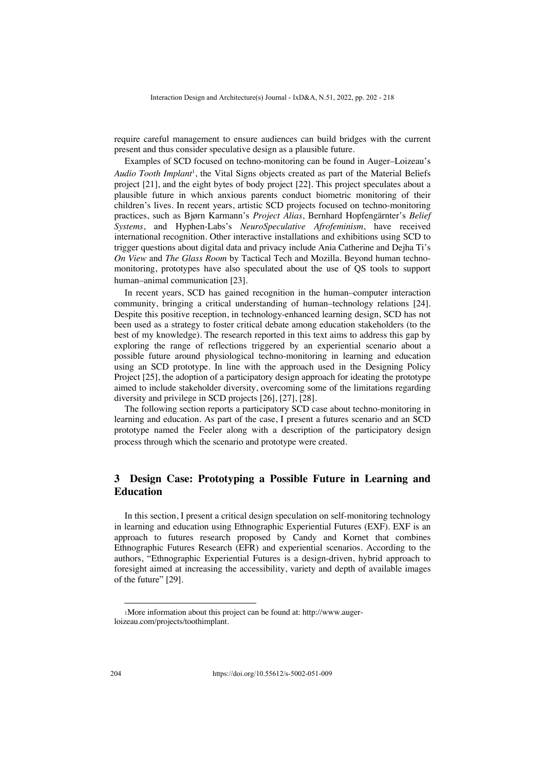require careful management to ensure audiences can build bridges with the current present and thus consider speculative design as a plausible future.

Examples of SCD focused on techno-monitoring can be found in Auger–Loizeau's *Audio Tooth Implant*[1], the Vital Signs objects created as part of the Material Beliefs project [21], and the eight bytes of body project [22]. This project speculates about a plausible future in which anxious parents conduct biometric monitoring of their children's lives. In recent years, artistic SCD projects focused on techno-monitoring practices, such as Bjørn Karmann's *Project Alias*, Bernhard Hopfengärnter's *Belief Systems*, and Hyphen-Labs's *NeuroSpeculative Afrofeminism*, have received international recognition. Other interactive installations and exhibitions using SCD to trigger questions about digital data and privacy include Ania Catherine and Dejha Ti's *On View* and *The Glass Room* by Tactical Tech and Mozilla. Beyond human techno-monitoring, prototypes have also speculated about the use of QS tools to support human–animal communication [23].

In recent years, SCD has gained recognition in the human–computer interaction community, bringing a critical understanding of human–technology relations [24]. Despite this positive reception, in technology-enhanced learning design, SCD has not been used as a strategy to foster critical debate among education stakeholders (to the best of my knowledge). The research reported in this text aims to address this gap by exploring the range of reflections triggered by an experiential scenario about a possible future around physiological techno-monitoring in learning and education using an SCD prototype. In line with the approach used in the Designing Policy Project [25], the adoption of a participatory design approach for ideating the prototype aimed to include stakeholder diversity, overcoming some of the limitations regarding diversity and privilege in SCD projects [26], [27], [28].

The following section reports a participatory SCD case about techno-monitoring in learning and education. As part of the case, I present a futures scenario and an SCD prototype named the Feeler along with a description of the participatory design process through which the scenario and prototype were created.

## 3 Design Case: Prototyping a Possible Future in Learning and Education

In this section, I present a critical design speculation on self-monitoring technology in learning and education using Ethnographic Experiential Futures (EXF). EXF is an approach to futures research proposed by Candy and Kornet that combines Ethnographic Futures Research (EFR) and experiential scenarios. According to the authors, "Ethnographic Experiential Futures is a design-driven, hybrid approach to foresight aimed at increasing the accessibility, variety and depth of available images of the future" [29].

[1] More information about this project can be found at: http://www.auger-loizeau.com/projects/toothimplant.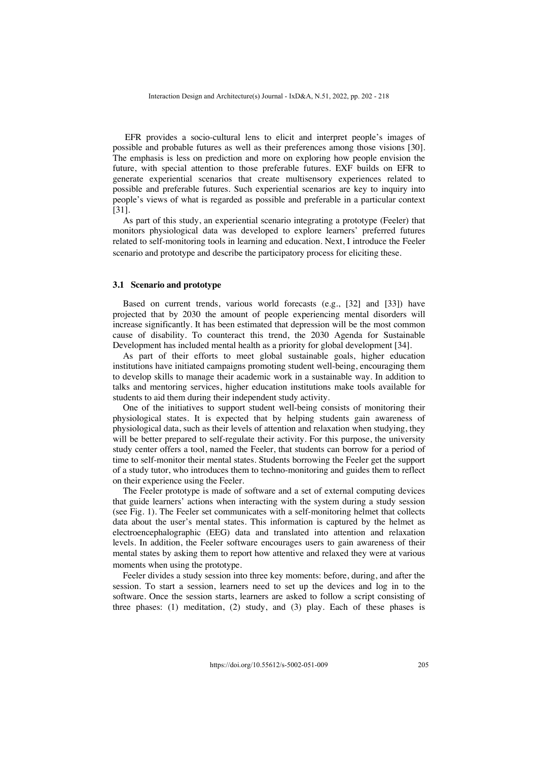EFR provides a socio-cultural lens to elicit and interpret people's images of possible and probable futures as well as their preferences among those visions [30]. The emphasis is less on prediction and more on exploring how people envision the future, with special attention to those preferable futures. EXF builds on EFR to generate experiential scenarios that create multisensory experiences related to possible and preferable futures. Such experiential scenarios are key to inquiry into people's views of what is regarded as possible and preferable in a particular context [31].

As part of this study, an experiential scenario integrating a prototype (Feeler) that monitors physiological data was developed to explore learners' preferred futures related to self-monitoring tools in learning and education. Next, I introduce the Feeler scenario and prototype and describe the participatory process for eliciting these.

### 3.1 Scenario and prototype

Based on current trends, various world forecasts (e.g., [32] and [33]) have projected that by 2030 the amount of people experiencing mental disorders will increase significantly. It has been estimated that depression will be the most common cause of disability. To counteract this trend, the 2030 Agenda for Sustainable Development has included mental health as a priority for global development [34].

As part of their efforts to meet global sustainable goals, higher education institutions have initiated campaigns promoting student well-being, encouraging them to develop skills to manage their academic work in a sustainable way. In addition to talks and mentoring services, higher education institutions make tools available for students to aid them during their independent study activity.

One of the initiatives to support student well-being consists of monitoring their physiological states. It is expected that by helping students gain awareness of physiological data, such as their levels of attention and relaxation when studying, they will be better prepared to self-regulate their activity. For this purpose, the university study center offers a tool, named the Feeler, that students can borrow for a period of time to self-monitor their mental states. Students borrowing the Feeler get the support of a study tutor, who introduces them to techno-monitoring and guides them to reflect on their experience using the Feeler.

The Feeler prototype is made of software and a set of external computing devices that guide learners' actions when interacting with the system during a study session (see Fig. 1). The Feeler set communicates with a self-monitoring helmet that collects data about the user's mental states. This information is captured by the helmet as electroencephalographic (EEG) data and translated into attention and relaxation levels. In addition, the Feeler software encourages users to gain awareness of their mental states by asking them to report how attentive and relaxed they were at various moments when using the prototype.

Feeler divides a study session into three key moments: before, during, and after the session. To start a session, learners need to set up the devices and log in to the software. Once the session starts, learners are asked to follow a script consisting of three phases: (1) meditation, (2) study, and (3) play. Each of these phases is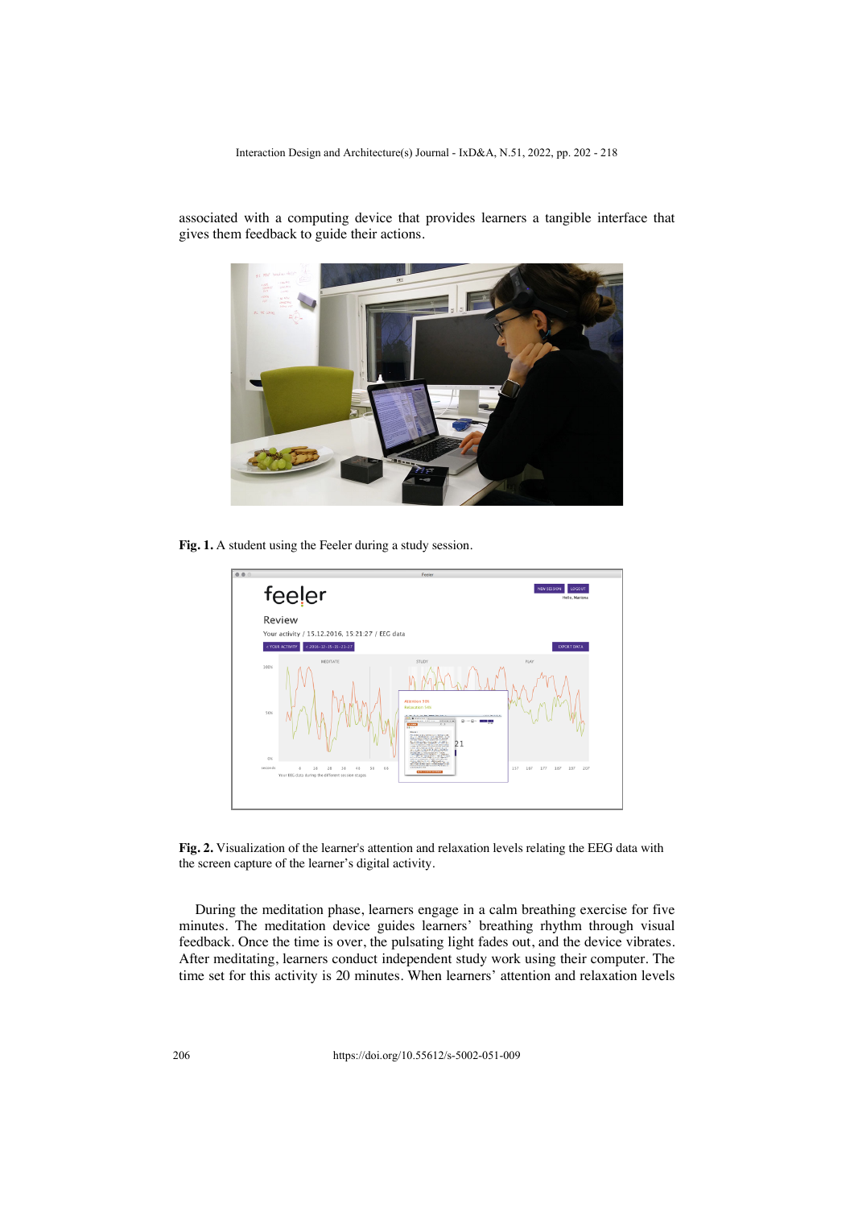associated with a computing device that provides learners a tangible interface that gives them feedback to guide their actions.

**Fig. 1.** A student using the Feeler during a study session.

**Fig. 2.** Visualization of the learner's attention and relaxation levels relating the EEG data with the screen capture of the learner's digital activity.

During the meditation phase, learners engage in a calm breathing exercise for five minutes. The meditation device guides learners' breathing rhythm through visual feedback. Once the time is over, the pulsating light fades out, and the device vibrates. After meditating, learners conduct independent study work using their computer. The time set for this activity is 20 minutes. When learners' attention and relaxation levels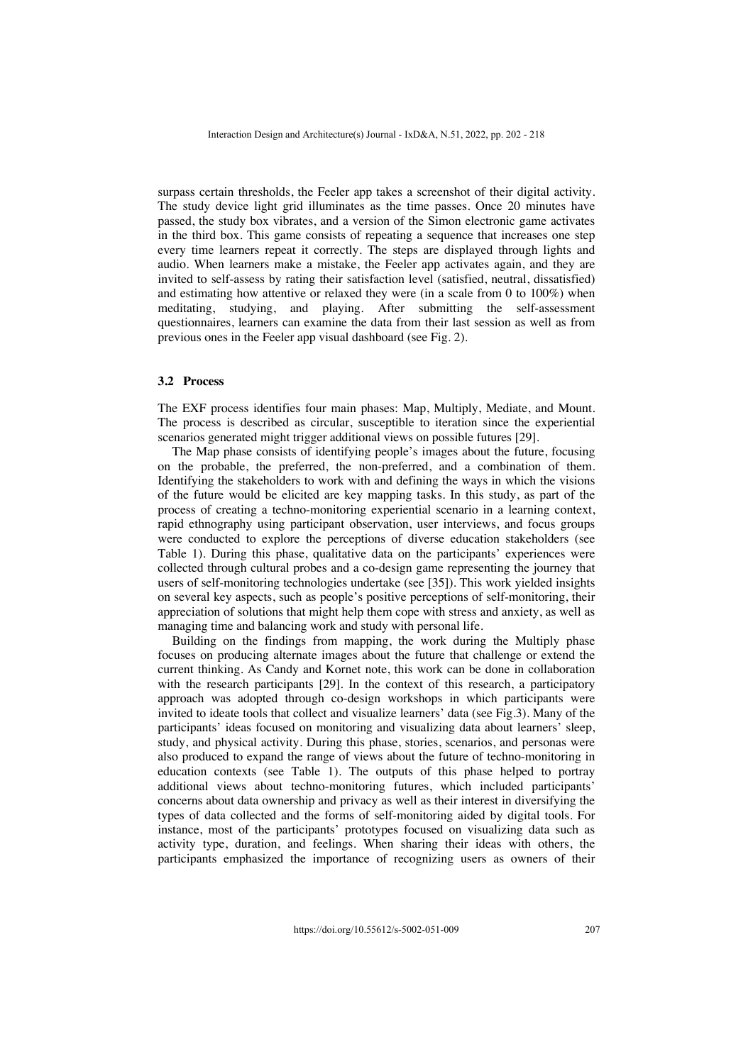surpass certain thresholds, the Feeler app takes a screenshot of their digital activity. The study device light grid illuminates as the time passes. Once 20 minutes have passed, the study box vibrates, and a version of the Simon electronic game activates in the third box. This game consists of repeating a sequence that increases one step every time learners repeat it correctly. The steps are displayed through lights and audio. When learners make a mistake, the Feeler app activates again, and they are invited to self-assess by rating their satisfaction level (satisfied, neutral, dissatisfied) and estimating how attentive or relaxed they were (in a scale from 0 to 100%) when meditating, studying, and playing. After submitting the self-assessment questionnaires, learners can examine the data from their last session as well as from previous ones in the Feeler app visual dashboard (see Fig. 2).

### 3.2 Process

The EXF process identifies four main phases: Map, Multiply, Mediate, and Mount. The process is described as circular, susceptible to iteration since the experiential scenarios generated might trigger additional views on possible futures [29].

The Map phase consists of identifying people's images about the future, focusing on the probable, the preferred, the non-preferred, and a combination of them. Identifying the stakeholders to work with and defining the ways in which the visions of the future would be elicited are key mapping tasks. In this study, as part of the process of creating a techno-monitoring experiential scenario in a learning context, rapid ethnography using participant observation, user interviews, and focus groups were conducted to explore the perceptions of diverse education stakeholders (see Table 1). During this phase, qualitative data on the participants' experiences were collected through cultural probes and a co-design game representing the journey that users of self-monitoring technologies undertake (see [35]). This work yielded insights on several key aspects, such as people's positive perceptions of self-monitoring, their appreciation of solutions that might help them cope with stress and anxiety, as well as managing time and balancing work and study with personal life.

Building on the findings from mapping, the work during the Multiply phase focuses on producing alternate images about the future that challenge or extend the current thinking. As Candy and Kornet note, this work can be done in collaboration with the research participants [29]. In the context of this research, a participatory approach was adopted through co-design workshops in which participants were invited to ideate tools that collect and visualize learners' data (see Fig.3). Many of the participants' ideas focused on monitoring and visualizing data about learners' sleep, study, and physical activity. During this phase, stories, scenarios, and personas were also produced to expand the range of views about the future of techno-monitoring in education contexts (see Table 1). The outputs of this phase helped to portray additional views about techno-monitoring futures, which included participants' concerns about data ownership and privacy as well as their interest in diversifying the types of data collected and the forms of self-monitoring aided by digital tools. For instance, most of the participants' prototypes focused on visualizing data such as activity type, duration, and feelings. When sharing their ideas with others, the participants emphasized the importance of recognizing users as owners of their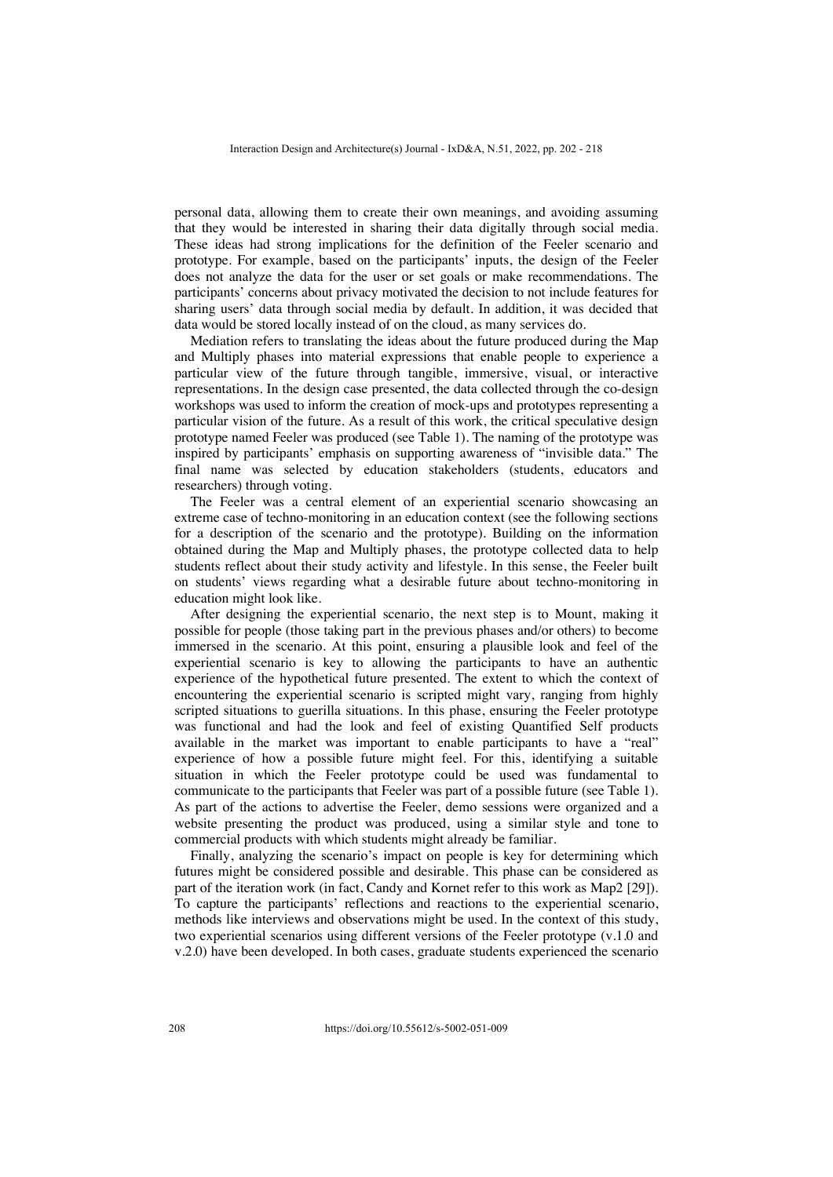personal data, allowing them to create their own meanings, and avoiding assuming that they would be interested in sharing their data digitally through social media. These ideas had strong implications for the definition of the Feeler scenario and prototype. For example, based on the participants' inputs, the design of the Feeler does not analyze the data for the user or set goals or make recommendations. The participants' concerns about privacy motivated the decision to not include features for sharing users' data through social media by default. In addition, it was decided that data would be stored locally instead of on the cloud, as many services do.

Mediation refers to translating the ideas about the future produced during the Map and Multiply phases into material expressions that enable people to experience a particular view of the future through tangible, immersive, visual, or interactive representations. In the design case presented, the data collected through the co-design workshops was used to inform the creation of mock-ups and prototypes representing a particular vision of the future. As a result of this work, the critical speculative design prototype named Feeler was produced (see Table 1). The naming of the prototype was inspired by participants' emphasis on supporting awareness of "invisible data." The final name was selected by education stakeholders (students, educators and researchers) through voting.

The Feeler was a central element of an experiential scenario showcasing an extreme case of techno-monitoring in an education context (see the following sections for a description of the scenario and the prototype). Building on the information obtained during the Map and Multiply phases, the prototype collected data to help students reflect about their study activity and lifestyle. In this sense, the Feeler built on students' views regarding what a desirable future about techno-monitoring in education might look like.

After designing the experiential scenario, the next step is to Mount, making it possible for people (those taking part in the previous phases and/or others) to become immersed in the scenario. At this point, ensuring a plausible look and feel of the experiential scenario is key to allowing the participants to have an authentic experience of the hypothetical future presented. The extent to which the context of encountering the experiential scenario is scripted might vary, ranging from highly scripted situations to guerilla situations. In this phase, ensuring the Feeler prototype was functional and had the look and feel of existing Quantified Self products available in the market was important to enable participants to have a "real" experience of how a possible future might feel. For this, identifying a suitable situation in which the Feeler prototype could be used was fundamental to communicate to the participants that Feeler was part of a possible future (see Table 1). As part of the actions to advertise the Feeler, demo sessions were organized and a website presenting the product was produced, using a similar style and tone to commercial products with which students might already be familiar.

Finally, analyzing the scenario's impact on people is key for determining which futures might be considered possible and desirable. This phase can be considered as part of the iteration work (in fact, Candy and Kornet refer to this work as Map2 [29]). To capture the participants' reflections and reactions to the experiential scenario, methods like interviews and observations might be used. In the context of this study, two experiential scenarios using different versions of the Feeler prototype (v.1.0 and v.2.0) have been developed. In both cases, graduate students experienced the scenario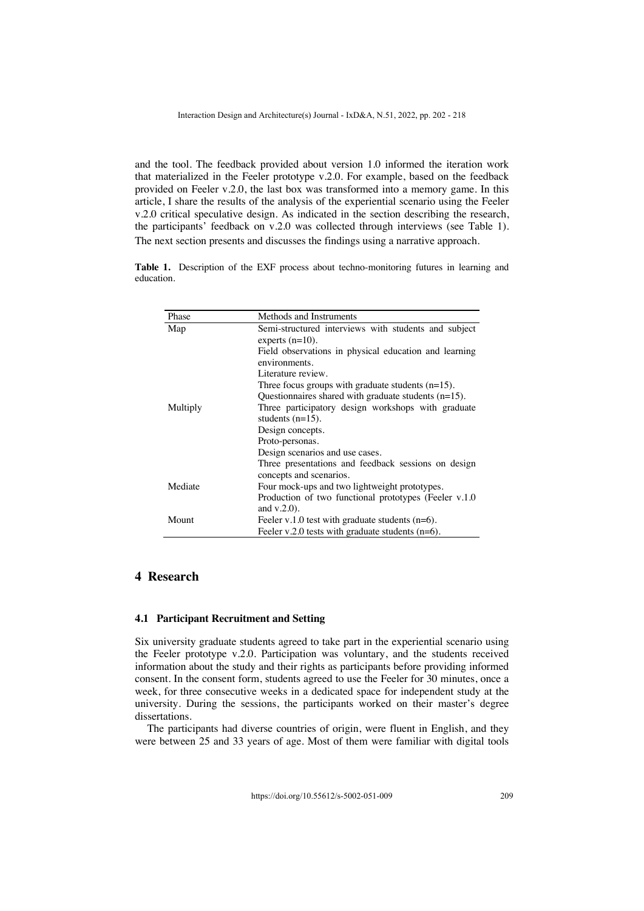and the tool. The feedback provided about version 1.0 informed the iteration work that materialized in the Feeler prototype v.2.0. For example, based on the feedback provided on Feeler v.2.0, the last box was transformed into a memory game. In this article, I share the results of the analysis of the experiential scenario using the Feeler v.2.0 critical speculative design. As indicated in the section describing the research, the participants' feedback on v.2.0 was collected through interviews (see Table 1). The next section presents and discusses the findings using a narrative approach.

**Table 1.** Description of the EXF process about techno-monitoring futures in learning and education.

| Phase | Methods and Instruments |
|---|---|
| Map | Semi-structured interviews with students and subject experts (n=10). |
| | Field observations in physical education and learning environments. |
| | Literature review. |
| | Three focus groups with graduate students (n=15). |
| | Questionnaires shared with graduate students (n=15). |
| Multiply | Three participatory design workshops with graduate students (n=15). |
| | Design concepts. |
| | Proto-personas. |
| | Design scenarios and use cases. |
| | Three presentations and feedback sessions on design concepts and scenarios. |
| Mediate | Four mock-ups and two lightweight prototypes. |
| | Production of two functional prototypes (Feeler v.1.0 and v.2.0). |
| Mount | Feeler v.1.0 test with graduate students (n=6). |
| | Feeler v.2.0 tests with graduate students (n=6). |

## 4 Research

### 4.1 Participant Recruitment and Setting

Six university graduate students agreed to take part in the experiential scenario using the Feeler prototype v.2.0. Participation was voluntary, and the students received information about the study and their rights as participants before providing informed consent. In the consent form, students agreed to use the Feeler for 30 minutes, once a week, for three consecutive weeks in a dedicated space for independent study at the university. During the sessions, the participants worked on their master's degree dissertations.

The participants had diverse countries of origin, were fluent in English, and they were between 25 and 33 years of age. Most of them were familiar with digital tools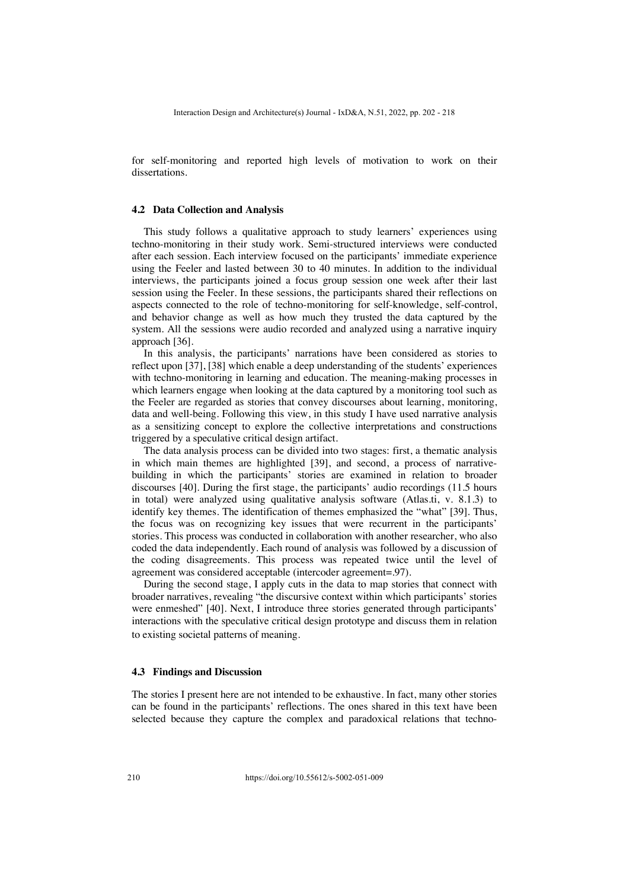for self-monitoring and reported high levels of motivation to work on their dissertations.

### 4.2 Data Collection and Analysis

This study follows a qualitative approach to study learners' experiences using techno-monitoring in their study work. Semi-structured interviews were conducted after each session. Each interview focused on the participants' immediate experience using the Feeler and lasted between 30 to 40 minutes. In addition to the individual interviews, the participants joined a focus group session one week after their last session using the Feeler. In these sessions, the participants shared their reflections on aspects connected to the role of techno-monitoring for self-knowledge, self-control, and behavior change as well as how much they trusted the data captured by the system. All the sessions were audio recorded and analyzed using a narrative inquiry approach [36].

In this analysis, the participants' narrations have been considered as stories to reflect upon [37], [38] which enable a deep understanding of the students' experiences with techno-monitoring in learning and education. The meaning-making processes in which learners engage when looking at the data captured by a monitoring tool such as the Feeler are regarded as stories that convey discourses about learning, monitoring, data and well-being. Following this view, in this study I have used narrative analysis as a sensitizing concept to explore the collective interpretations and constructions triggered by a speculative critical design artifact.

The data analysis process can be divided into two stages: first, a thematic analysis in which main themes are highlighted [39], and second, a process of narrative-building in which the participants' stories are examined in relation to broader discourses [40]. During the first stage, the participants' audio recordings (11.5 hours in total) were analyzed using qualitative analysis software (Atlas.ti, v. 8.1.3) to identify key themes. The identification of themes emphasized the "what" [39]. Thus, the focus was on recognizing key issues that were recurrent in the participants' stories. This process was conducted in collaboration with another researcher, who also coded the data independently. Each round of analysis was followed by a discussion of the coding disagreements. This process was repeated twice until the level of agreement was considered acceptable (intercoder agreement=.97).

During the second stage, I apply cuts in the data to map stories that connect with broader narratives, revealing "the discursive context within which participants' stories were enmeshed" [40]. Next, I introduce three stories generated through participants' interactions with the speculative critical design prototype and discuss them in relation to existing societal patterns of meaning.

### 4.3 Findings and Discussion

The stories I present here are not intended to be exhaustive. In fact, many other stories can be found in the participants' reflections. The ones shared in this text have been selected because they capture the complex and paradoxical relations that techno-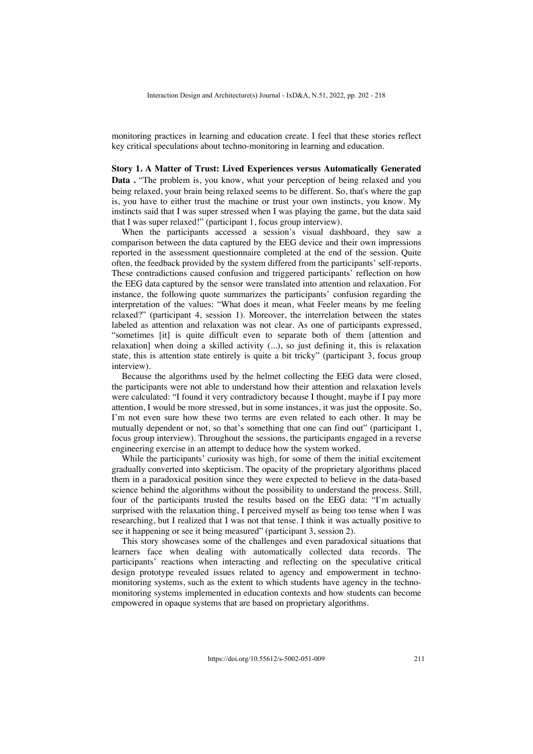monitoring practices in learning and education create. I feel that these stories reflect key critical speculations about techno-monitoring in learning and education.

**Story 1. A Matter of Trust: Lived Experiences versus Automatically Generated Data .** "The problem is, you know, what your perception of being relaxed and you being relaxed, your brain being relaxed seems to be different. So, that's where the gap is, you have to either trust the machine or trust your own instincts, you know. My instincts said that I was super stressed when I was playing the game, but the data said that I was super relaxed!" (participant 1, focus group interview).

When the participants accessed a session's visual dashboard, they saw a comparison between the data captured by the EEG device and their own impressions reported in the assessment questionnaire completed at the end of the session. Quite often, the feedback provided by the system differed from the participants' self-reports. These contradictions caused confusion and triggered participants' reflection on how the EEG data captured by the sensor were translated into attention and relaxation. For instance, the following quote summarizes the participants' confusion regarding the interpretation of the values: "What does it mean, what Feeler means by me feeling relaxed?" (participant 4, session 1). Moreover, the interrelation between the states labeled as attention and relaxation was not clear. As one of participants expressed, "sometimes [it] is quite difficult even to separate both of them [attention and relaxation] when doing a skilled activity (...), so just defining it, this is relaxation state, this is attention state entirely is quite a bit tricky" (participant 3, focus group interview).

Because the algorithms used by the helmet collecting the EEG data were closed, the participants were not able to understand how their attention and relaxation levels were calculated: "I found it very contradictory because I thought, maybe if I pay more attention, I would be more stressed, but in some instances, it was just the opposite. So, I'm not even sure how these two terms are even related to each other. It may be mutually dependent or not, so that's something that one can find out" (participant 1, focus group interview). Throughout the sessions, the participants engaged in a reverse engineering exercise in an attempt to deduce how the system worked.

While the participants' curiosity was high, for some of them the initial excitement gradually converted into skepticism. The opacity of the proprietary algorithms placed them in a paradoxical position since they were expected to believe in the data-based science behind the algorithms without the possibility to understand the process. Still, four of the participants trusted the results based on the EEG data: "I'm actually surprised with the relaxation thing, I perceived myself as being too tense when I was researching, but I realized that I was not that tense. I think it was actually positive to see it happening or see it being measured" (participant 3, session 2).

This story showcases some of the challenges and even paradoxical situations that learners face when dealing with automatically collected data records. The participants' reactions when interacting and reflecting on the speculative critical design prototype revealed issues related to agency and empowerment in techno-monitoring systems, such as the extent to which students have agency in the techno-monitoring systems implemented in education contexts and how students can become empowered in opaque systems that are based on proprietary algorithms.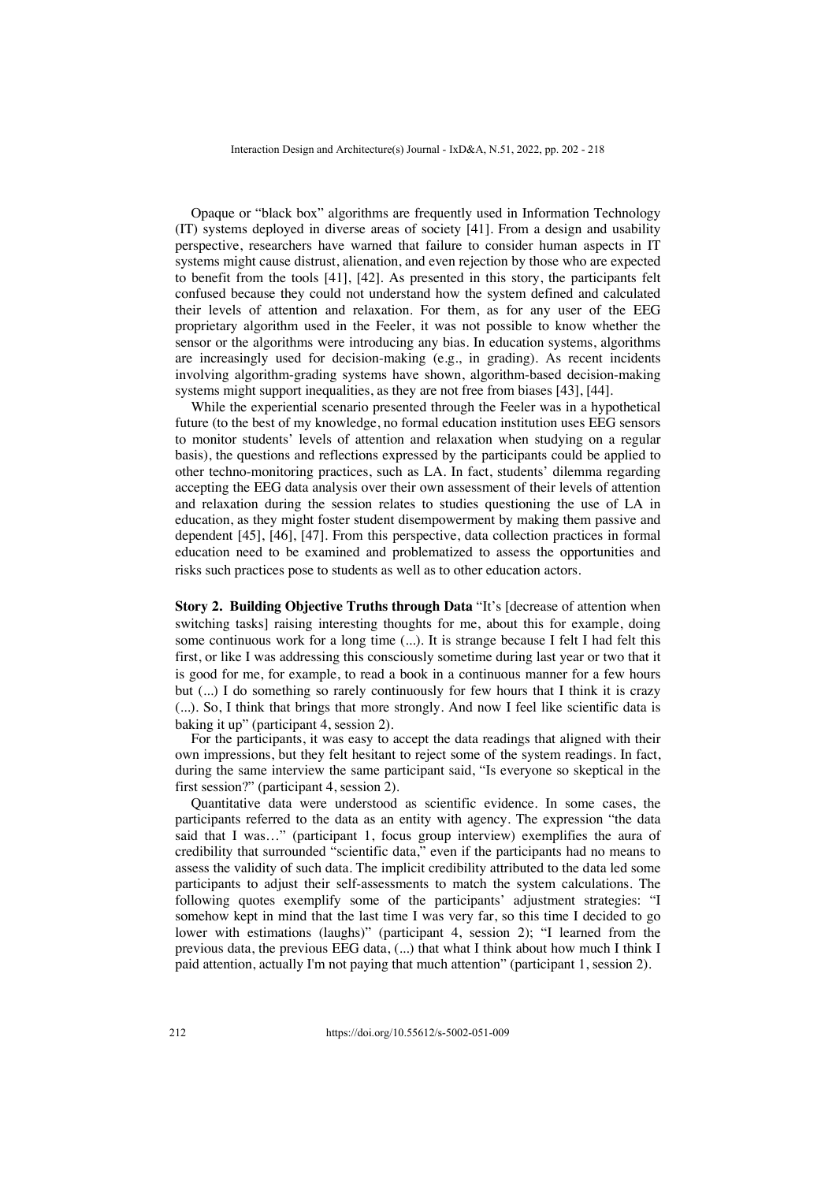Opaque or "black box" algorithms are frequently used in Information Technology (IT) systems deployed in diverse areas of society [41]. From a design and usability perspective, researchers have warned that failure to consider human aspects in IT systems might cause distrust, alienation, and even rejection by those who are expected to benefit from the tools [41], [42]. As presented in this story, the participants felt confused because they could not understand how the system defined and calculated their levels of attention and relaxation. For them, as for any user of the EEG proprietary algorithm used in the Feeler, it was not possible to know whether the sensor or the algorithms were introducing any bias. In education systems, algorithms are increasingly used for decision-making (e.g., in grading). As recent incidents involving algorithm-grading systems have shown, algorithm-based decision-making systems might support inequalities, as they are not free from biases [43], [44].

While the experiential scenario presented through the Feeler was in a hypothetical future (to the best of my knowledge, no formal education institution uses EEG sensors to monitor students' levels of attention and relaxation when studying on a regular basis), the questions and reflections expressed by the participants could be applied to other techno-monitoring practices, such as LA. In fact, students' dilemma regarding accepting the EEG data analysis over their own assessment of their levels of attention and relaxation during the session relates to studies questioning the use of LA in education, as they might foster student disempowerment by making them passive and dependent [45], [46], [47]. From this perspective, data collection practices in formal education need to be examined and problematized to assess the opportunities and risks such practices pose to students as well as to other education actors.

**Story 2. Building Objective Truths through Data** "It's [decrease of attention when switching tasks] raising interesting thoughts for me, about this for example, doing some continuous work for a long time (...). It is strange because I felt I had felt this first, or like I was addressing this consciously sometime during last year or two that it is good for me, for example, to read a book in a continuous manner for a few hours but (...) I do something so rarely continuously for few hours that I think it is crazy (...). So, I think that brings that more strongly. And now I feel like scientific data is baking it up" (participant 4, session 2).

For the participants, it was easy to accept the data readings that aligned with their own impressions, but they felt hesitant to reject some of the system readings. In fact, during the same interview the same participant said, "Is everyone so skeptical in the first session?" (participant 4, session 2).

Quantitative data were understood as scientific evidence. In some cases, the participants referred to the data as an entity with agency. The expression "the data said that I was…" (participant 1, focus group interview) exemplifies the aura of credibility that surrounded "scientific data," even if the participants had no means to assess the validity of such data. The implicit credibility attributed to the data led some participants to adjust their self-assessments to match the system calculations. The following quotes exemplify some of the participants' adjustment strategies: "I somehow kept in mind that the last time I was very far, so this time I decided to go lower with estimations (laughs)" (participant 4, session 2); "I learned from the previous data, the previous EEG data, (...) that what I think about how much I think I paid attention, actually I'm not paying that much attention" (participant 1, session 2).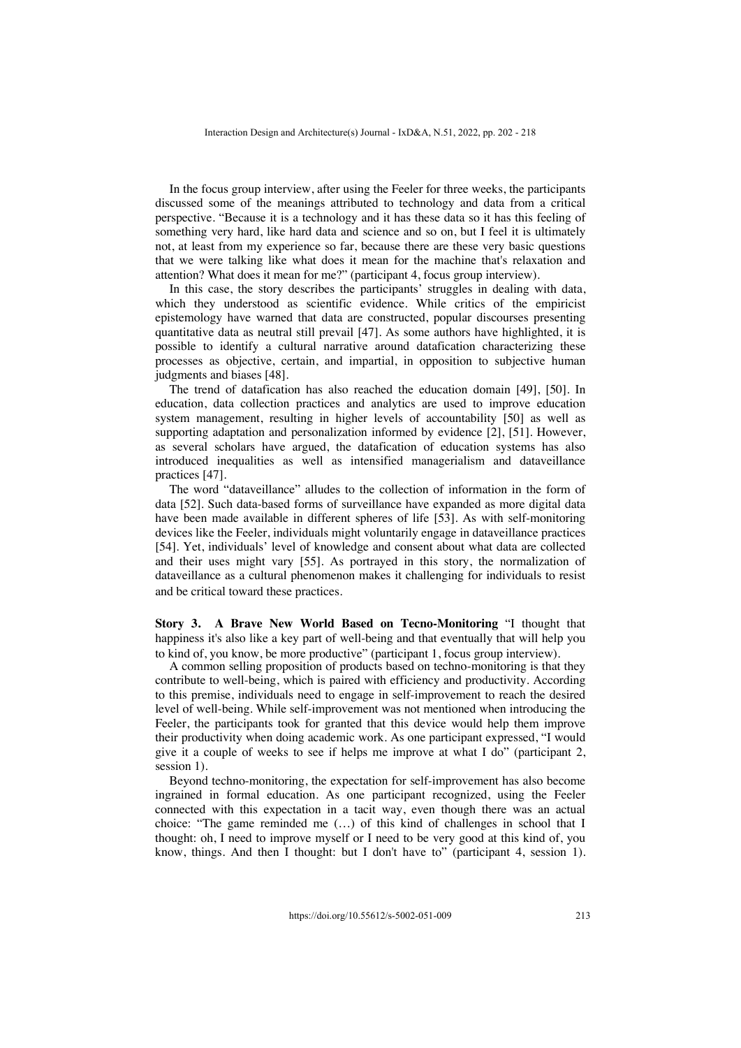In the focus group interview, after using the Feeler for three weeks, the participants discussed some of the meanings attributed to technology and data from a critical perspective. "Because it is a technology and it has these data so it has this feeling of something very hard, like hard data and science and so on, but I feel it is ultimately not, at least from my experience so far, because there are these very basic questions that we were talking like what does it mean for the machine that's relaxation and attention? What does it mean for me?" (participant 4, focus group interview).

In this case, the story describes the participants' struggles in dealing with data, which they understood as scientific evidence. While critics of the empiricist epistemology have warned that data are constructed, popular discourses presenting quantitative data as neutral still prevail [47]. As some authors have highlighted, it is possible to identify a cultural narrative around datafication characterizing these processes as objective, certain, and impartial, in opposition to subjective human judgments and biases [48].

The trend of datafication has also reached the education domain [49], [50]. In education, data collection practices and analytics are used to improve education system management, resulting in higher levels of accountability [50] as well as supporting adaptation and personalization informed by evidence [2], [51]. However, as several scholars have argued, the datafication of education systems has also introduced inequalities as well as intensified managerialism and dataveillance practices [47].

The word "dataveillance" alludes to the collection of information in the form of data [52]. Such data-based forms of surveillance have expanded as more digital data have been made available in different spheres of life [53]. As with self-monitoring devices like the Feeler, individuals might voluntarily engage in dataveillance practices [54]. Yet, individuals' level of knowledge and consent about what data are collected and their uses might vary [55]. As portrayed in this story, the normalization of dataveillance as a cultural phenomenon makes it challenging for individuals to resist and be critical toward these practices.

**Story 3. A Brave New World Based on Tecno-Monitoring** "I thought that happiness it's also like a key part of well-being and that eventually that will help you to kind of, you know, be more productive" (participant 1, focus group interview).

A common selling proposition of products based on techno-monitoring is that they contribute to well-being, which is paired with efficiency and productivity. According to this premise, individuals need to engage in self-improvement to reach the desired level of well-being. While self-improvement was not mentioned when introducing the Feeler, the participants took for granted that this device would help them improve their productivity when doing academic work. As one participant expressed, "I would give it a couple of weeks to see if helps me improve at what I do" (participant 2, session 1).

Beyond techno-monitoring, the expectation for self-improvement has also become ingrained in formal education. As one participant recognized, using the Feeler connected with this expectation in a tacit way, even though there was an actual choice: "The game reminded me (…) of this kind of challenges in school that I thought: oh, I need to improve myself or I need to be very good at this kind of, you know, things. And then I thought: but I don't have to" (participant 4, session 1).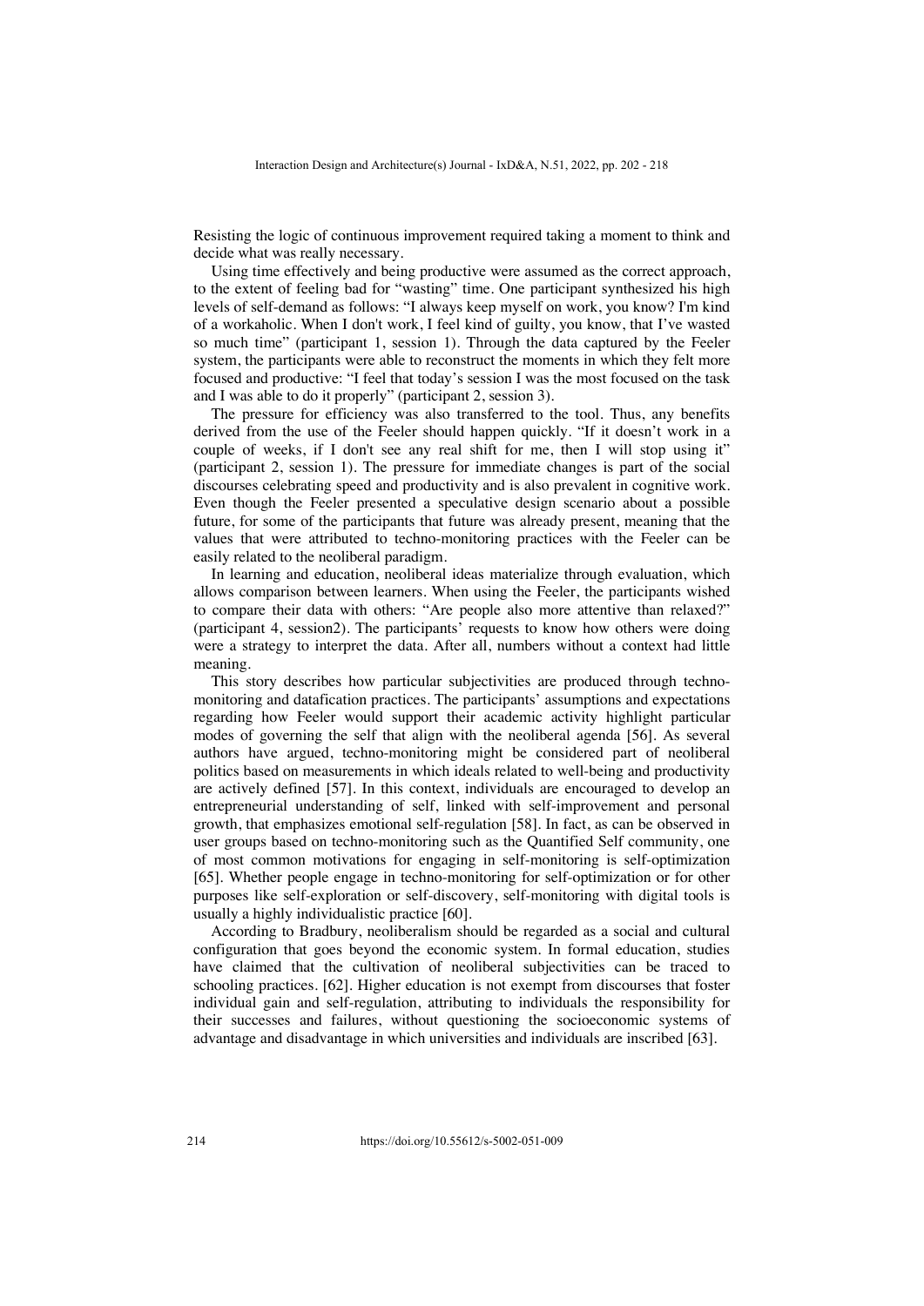Resisting the logic of continuous improvement required taking a moment to think and decide what was really necessary.

Using time effectively and being productive were assumed as the correct approach, to the extent of feeling bad for "wasting" time. One participant synthesized his high levels of self-demand as follows: "I always keep myself on work, you know? I'm kind of a workaholic. When I don't work, I feel kind of guilty, you know, that I've wasted so much time" (participant 1, session 1). Through the data captured by the Feeler system, the participants were able to reconstruct the moments in which they felt more focused and productive: "I feel that today's session I was the most focused on the task and I was able to do it properly" (participant 2, session 3).

The pressure for efficiency was also transferred to the tool. Thus, any benefits derived from the use of the Feeler should happen quickly. "If it doesn't work in a couple of weeks, if I don't see any real shift for me, then I will stop using it" (participant 2, session 1). The pressure for immediate changes is part of the social discourses celebrating speed and productivity and is also prevalent in cognitive work. Even though the Feeler presented a speculative design scenario about a possible future, for some of the participants that future was already present, meaning that the values that were attributed to techno-monitoring practices with the Feeler can be easily related to the neoliberal paradigm.

In learning and education, neoliberal ideas materialize through evaluation, which allows comparison between learners. When using the Feeler, the participants wished to compare their data with others: "Are people also more attentive than relaxed?" (participant 4, session2). The participants' requests to know how others were doing were a strategy to interpret the data. After all, numbers without a context had little meaning.

This story describes how particular subjectivities are produced through techno-monitoring and datafication practices. The participants' assumptions and expectations regarding how Feeler would support their academic activity highlight particular modes of governing the self that align with the neoliberal agenda [56]. As several authors have argued, techno-monitoring might be considered part of neoliberal politics based on measurements in which ideals related to well-being and productivity are actively defined [57]. In this context, individuals are encouraged to develop an entrepreneurial understanding of self, linked with self-improvement and personal growth, that emphasizes emotional self-regulation [58]. In fact, as can be observed in user groups based on techno-monitoring such as the Quantified Self community, one of most common motivations for engaging in self-monitoring is self-optimization [65]. Whether people engage in techno-monitoring for self-optimization or for other purposes like self-exploration or self-discovery, self-monitoring with digital tools is usually a highly individualistic practice [60].

According to Bradbury, neoliberalism should be regarded as a social and cultural configuration that goes beyond the economic system. In formal education, studies have claimed that the cultivation of neoliberal subjectivities can be traced to schooling practices. [62]. Higher education is not exempt from discourses that foster individual gain and self-regulation, attributing to individuals the responsibility for their successes and failures, without questioning the socioeconomic systems of advantage and disadvantage in which universities and individuals are inscribed [63].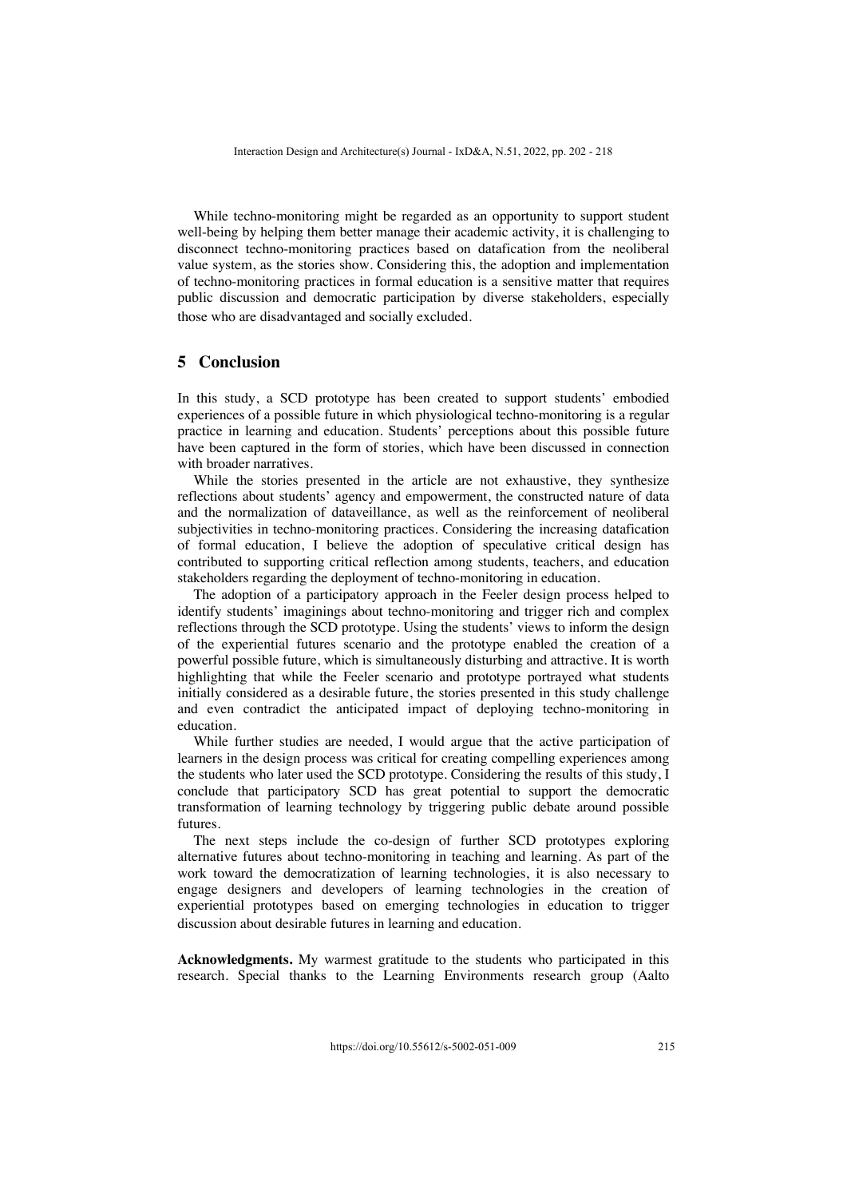While techno-monitoring might be regarded as an opportunity to support student well-being by helping them better manage their academic activity, it is challenging to disconnect techno-monitoring practices based on datafication from the neoliberal value system, as the stories show. Considering this, the adoption and implementation of techno-monitoring practices in formal education is a sensitive matter that requires public discussion and democratic participation by diverse stakeholders, especially those who are disadvantaged and socially excluded.

## 5 Conclusion

In this study, a SCD prototype has been created to support students' embodied experiences of a possible future in which physiological techno-monitoring is a regular practice in learning and education. Students' perceptions about this possible future have been captured in the form of stories, which have been discussed in connection with broader narratives.

While the stories presented in the article are not exhaustive, they synthesize reflections about students' agency and empowerment, the constructed nature of data and the normalization of dataveillance, as well as the reinforcement of neoliberal subjectivities in techno-monitoring practices. Considering the increasing datafication of formal education, I believe the adoption of speculative critical design has contributed to supporting critical reflection among students, teachers, and education stakeholders regarding the deployment of techno-monitoring in education.

The adoption of a participatory approach in the Feeler design process helped to identify students' imaginings about techno-monitoring and trigger rich and complex reflections through the SCD prototype. Using the students' views to inform the design of the experiential futures scenario and the prototype enabled the creation of a powerful possible future, which is simultaneously disturbing and attractive. It is worth highlighting that while the Feeler scenario and prototype portrayed what students initially considered as a desirable future, the stories presented in this study challenge and even contradict the anticipated impact of deploying techno-monitoring in education.

While further studies are needed, I would argue that the active participation of learners in the design process was critical for creating compelling experiences among the students who later used the SCD prototype. Considering the results of this study, I conclude that participatory SCD has great potential to support the democratic transformation of learning technology by triggering public debate around possible futures.

The next steps include the co-design of further SCD prototypes exploring alternative futures about techno-monitoring in teaching and learning. As part of the work toward the democratization of learning technologies, it is also necessary to engage designers and developers of learning technologies in the creation of experiential prototypes based on emerging technologies in education to trigger discussion about desirable futures in learning and education.

**Acknowledgments.** My warmest gratitude to the students who participated in this research. Special thanks to the Learning Environments research group (Aalto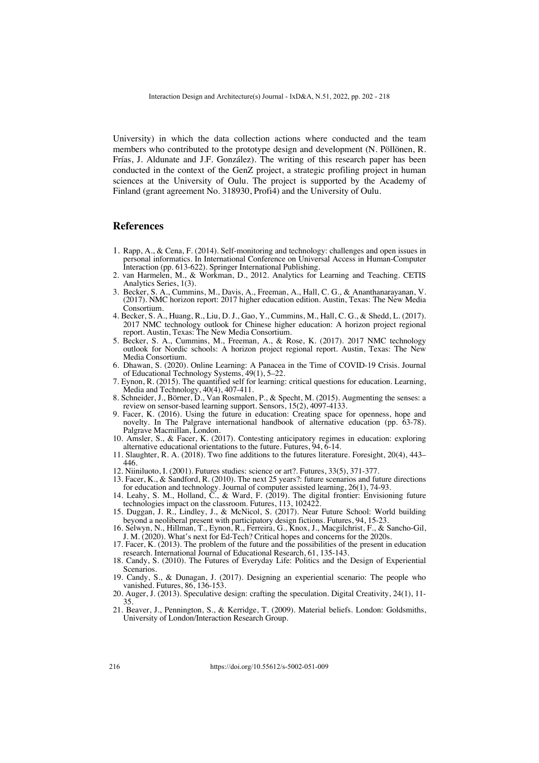University) in which the data collection actions where conducted and the team members who contributed to the prototype design and development (N. Pöllönen, R. Frías, J. Aldunate and J.F. González). The writing of this research paper has been conducted in the context of the GenZ project, a strategic profiling project in human sciences at the University of Oulu. The project is supported by the Academy of Finland (grant agreement No. 318930, Profi4) and the University of Oulu.

## References

1. Rapp, A., & Cena, F. (2014). Self-monitoring and technology: challenges and open issues in personal informatics. In International Conference on Universal Access in Human-Computer Interaction (pp. 613-622). Springer International Publishing.
2. van Harmelen, M., & Workman, D., 2012. Analytics for Learning and Teaching. CETIS Analytics Series, 1(3).
3. Becker, S. A., Cummins, M., Davis, A., Freeman, A., Hall, C. G., & Ananthanarayanan, V. (2017). NMC horizon report: 2017 higher education edition. Austin, Texas: The New Media Consortium.
4. Becker, S. A., Huang, R., Liu, D. J., Gao, Y., Cummins, M., Hall, C. G., & Shedd, L. (2017). 2017 NMC technology outlook for Chinese higher education: A horizon project regional report. Austin, Texas: The New Media Consortium.
5. Becker, S. A., Cummins, M., Freeman, A., & Rose, K. (2017). 2017 NMC technology outlook for Nordic schools: A horizon project regional report. Austin, Texas: The New Media Consortium.
6. Dhawan, S. (2020). Online Learning: A Panacea in the Time of COVID-19 Crisis. Journal of Educational Technology Systems, 49(1), 5–22.
7. Eynon, R. (2015). The quantified self for learning: critical questions for education. Learning, Media and Technology, 40(4), 407-411.
8. Schneider, J., Börner, D., Van Rosmalen, P., & Specht, M. (2015). Augmenting the senses: a review on sensor-based learning support. Sensors, 15(2), 4097-4133.
9. Facer, K. (2016). Using the future in education: Creating space for openness, hope and novelty. In The Palgrave international handbook of alternative education (pp. 63-78). Palgrave Macmillan, London.
10. Amsler, S., & Facer, K. (2017). Contesting anticipatory regimes in education: exploring alternative educational orientations to the future. Futures, 94, 6-14.
11. Slaughter, R. A. (2018). Two fine additions to the futures literature. Foresight, 20(4), 443–446.
12. Niiniluoto, I. (2001). Futures studies: science or art?. Futures, 33(5), 371-377.
13. Facer, K., & Sandford, R. (2010). The next 25 years?: future scenarios and future directions for education and technology. Journal of computer assisted learning, 26(1), 74-93.
14. Leahy, S. M., Holland, C., & Ward, F. (2019). The digital frontier: Envisioning future technologies impact on the classroom. Futures, 113, 102422.
15. Duggan, J. R., Lindley, J., & McNicol, S. (2017). Near Future School: World building beyond a neoliberal present with participatory design fictions. Futures, 94, 15-23.
16. Selwyn, N., Hillman, T., Eynon, R., Ferreira, G., Knox, J., Macgilchrist, F., & Sancho-Gil, J. M. (2020). What's next for Ed-Tech? Critical hopes and concerns for the 2020s.
17. Facer, K. (2013). The problem of the future and the possibilities of the present in education research. International Journal of Educational Research, 61, 135-143.
18. Candy, S. (2010). The Futures of Everyday Life: Politics and the Design of Experiential Scenarios.
19. Candy, S., & Dunagan, J. (2017). Designing an experiential scenario: The people who vanished. Futures, 86, 136-153.
20. Auger, J. (2013). Speculative design: crafting the speculation. Digital Creativity, 24(1), 11-35.
21. Beaver, J., Pennington, S., & Kerridge, T. (2009). Material beliefs. London: Goldsmiths, University of London/Interaction Research Group.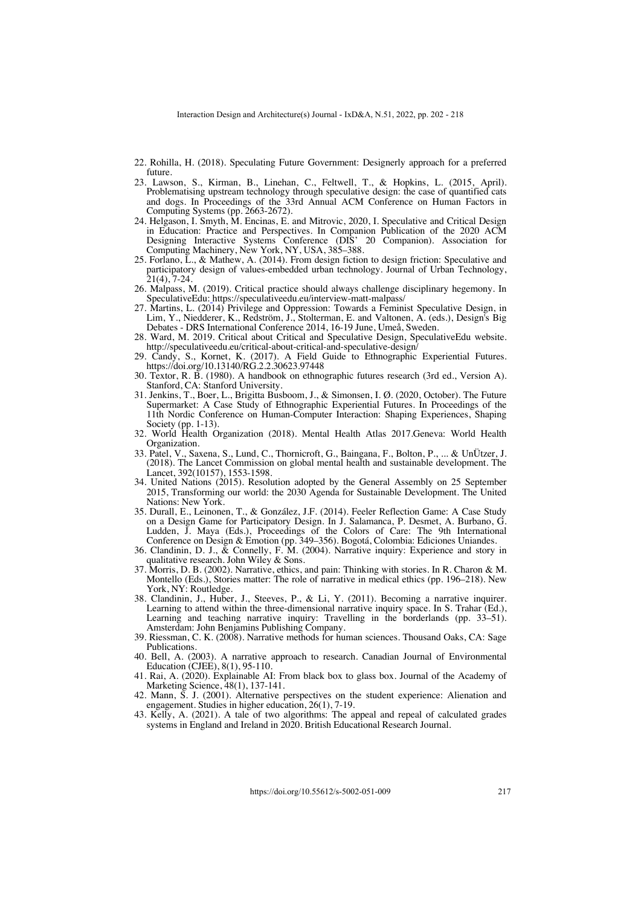22. Rohilla, H. (2018). Speculating Future Government: Designerly approach for a preferred future.
23. Lawson, S., Kirman, B., Linehan, C., Feltwell, T., & Hopkins, L. (2015, April). Problematising upstream technology through speculative design: the case of quantified cats and dogs. In Proceedings of the 33rd Annual ACM Conference on Human Factors in Computing Systems (pp. 2663-2672).
24. Helgason, I. Smyth, M. Encinas, E. and Mitrovic, 2020, I. Speculative and Critical Design in Education: Practice and Perspectives. In Companion Publication of the 2020 ACM Designing Interactive Systems Conference (DIS' 20 Companion). Association for Computing Machinery, New York, NY, USA, 385–388.
25. Forlano, L., & Mathew, A. (2014). From design fiction to design friction: Speculative and participatory design of values-embedded urban technology. Journal of Urban Technology, 21(4), 7-24.
26. Malpass, M. (2019). Critical practice should always challenge disciplinary hegemony. In SpeculativeEdu: https://speculativeedu.eu/interview-matt-malpass/
27. Martins, L. (2014) Privilege and Oppression: Towards a Feminist Speculative Design, in Lim, Y., Niedderer, K., Redström, J., Stolterman, E. and Valtonen, A. (eds.), Design's Big Debates - DRS International Conference 2014, 16-19 June, Umeå, Sweden.
28. Ward, M. 2019. Critical about Critical and Speculative Design, SpeculativeEdu website. http://speculativeedu.eu/critical-about-critical-and-speculative-design/
29. Candy, S., Kornet, K. (2017). A Field Guide to Ethnographic Experiential Futures. https://doi.org/10.13140/RG.2.2.30623.97448
30. Textor, R. B. (1980). A handbook on ethnographic futures research (3rd ed., Version A). Stanford, CA: Stanford University.
31. Jenkins, T., Boer, L., Brigitta Busboom, J., & Simonsen, I. Ø. (2020, October). The Future Supermarket: A Case Study of Ethnographic Experiential Futures. In Proceedings of the 11th Nordic Conference on Human-Computer Interaction: Shaping Experiences, Shaping Society (pp. 1-13).
32. World Health Organization (2018). Mental Health Atlas 2017.Geneva: World Health Organization.
33. Patel, V., Saxena, S., Lund, C., Thornicroft, G., Baingana, F., Bolton, P., ... & UnÜtzer, J. (2018). The Lancet Commission on global mental health and sustainable development. The Lancet, 392(10157), 1553-1598.
34. United Nations (2015). Resolution adopted by the General Assembly on 25 September 2015, Transforming our world: the 2030 Agenda for Sustainable Development. The United Nations: New York.
35. Durall, E., Leinonen, T., & González, J.F. (2014). Feeler Reflection Game: A Case Study on a Design Game for Participatory Design. In J. Salamanca, P. Desmet, A. Burbano, G. Ludden, J. Maya (Eds.), Proceedings of the Colors of Care: The 9th International Conference on Design & Emotion (pp. 349–356). Bogotá, Colombia: Ediciones Uniandes.
36. Clandinin, D. J., & Connelly, F. M. (2004). Narrative inquiry: Experience and story in qualitative research. John Wiley & Sons.
37. Morris, D. B. (2002). Narrative, ethics, and pain: Thinking with stories. In R. Charon & M. Montello (Eds.), Stories matter: The role of narrative in medical ethics (pp. 196–218). New York, NY: Routledge.
38. Clandinin, J., Huber, J., Steeves, P., & Li, Y. (2011). Becoming a narrative inquirer. Learning to attend within the three-dimensional narrative inquiry space. In S. Trahar (Ed.), Learning and teaching narrative inquiry: Travelling in the borderlands (pp. 33–51). Amsterdam: John Benjamins Publishing Company.
39. Riessman, C. K. (2008). Narrative methods for human sciences. Thousand Oaks, CA: Sage Publications.
40. Bell, A. (2003). A narrative approach to research. Canadian Journal of Environmental Education (CJEE), 8(1), 95-110.
41. Rai, A. (2020). Explainable AI: From black box to glass box. Journal of the Academy of Marketing Science, 48(1), 137-141.
42. Mann, S. J. (2001). Alternative perspectives on the student experience: Alienation and engagement. Studies in higher education, 26(1), 7-19.
43. Kelly, A. (2021). A tale of two algorithms: The appeal and repeal of calculated grades systems in England and Ireland in 2020. British Educational Research Journal.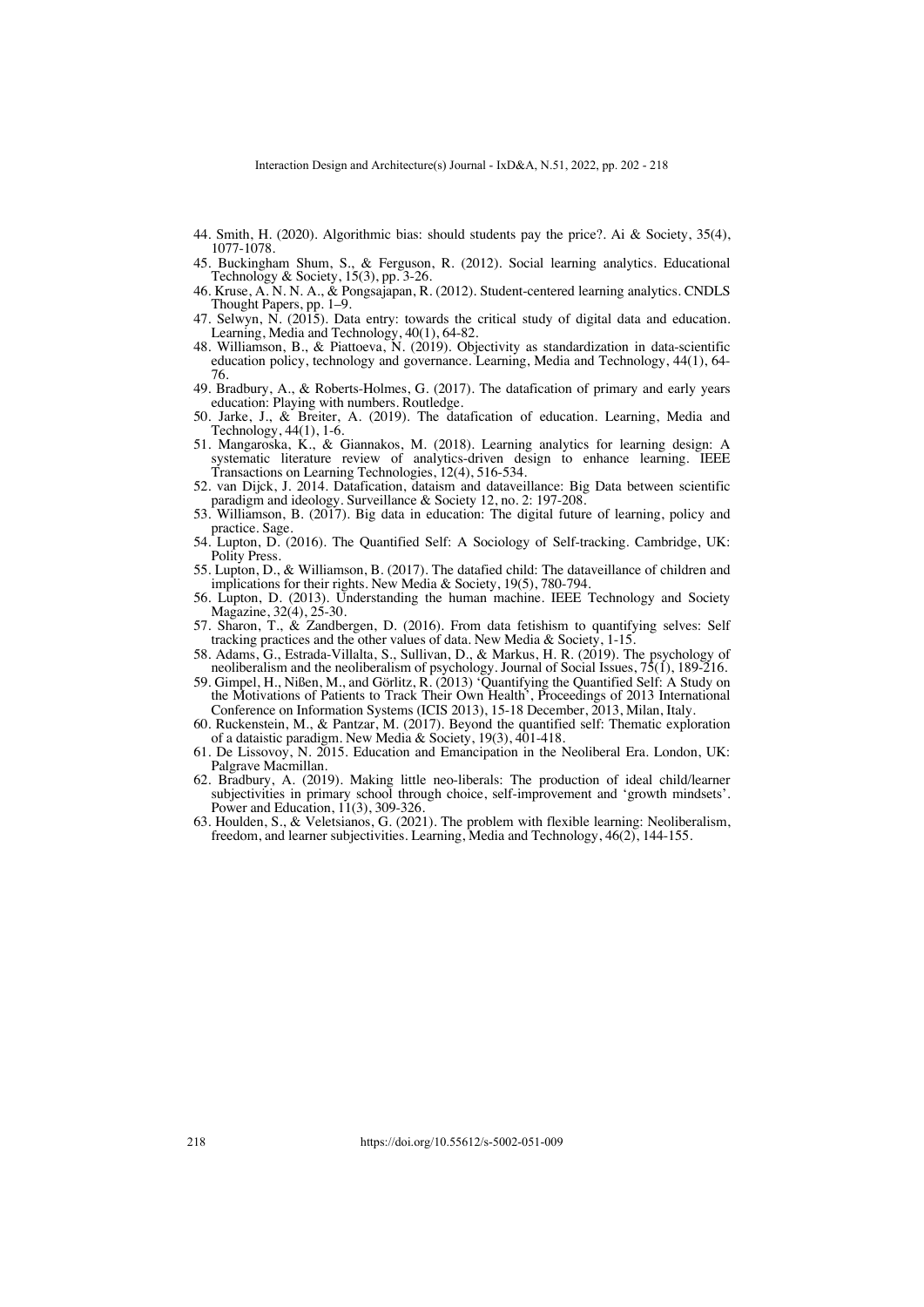44. Smith, H. (2020). Algorithmic bias: should students pay the price?. Ai & Society, 35(4), 1077-1078.
45. Buckingham Shum, S., & Ferguson, R. (2012). Social learning analytics. Educational Technology & Society, 15(3), pp. 3-26.
46. Kruse, A. N. N. A., & Pongsajapan, R. (2012). Student-centered learning analytics. CNDLS Thought Papers, pp. 1–9.
47. Selwyn, N. (2015). Data entry: towards the critical study of digital data and education. Learning, Media and Technology, 40(1), 64-82.
48. Williamson, B., & Piattoeva, N. (2019). Objectivity as standardization in data-scientific education policy, technology and governance. Learning, Media and Technology, 44(1), 64-76.
49. Bradbury, A., & Roberts-Holmes, G. (2017). The datafication of primary and early years education: Playing with numbers. Routledge.
50. Jarke, J., & Breiter, A. (2019). The datafication of education. Learning, Media and Technology, 44(1), 1-6.
51. Mangaroska, K., & Giannakos, M. (2018). Learning analytics for learning design: A systematic literature review of analytics-driven design to enhance learning. IEEE Transactions on Learning Technologies, 12(4), 516-534.
52. van Dijck, J. 2014. Datafication, dataism and dataveillance: Big Data between scientific paradigm and ideology. Surveillance & Society 12, no. 2: 197-208.
53. Williamson, B. (2017). Big data in education: The digital future of learning, policy and practice. Sage.
54. Lupton, D. (2016). The Quantified Self: A Sociology of Self-tracking. Cambridge, UK: Polity Press.
55. Lupton, D., & Williamson, B. (2017). The datafied child: The dataveillance of children and implications for their rights. New Media & Society, 19(5), 780-794.
56. Lupton, D. (2013). Understanding the human machine. IEEE Technology and Society Magazine, 32(4), 25-30.
57. Sharon, T., & Zandbergen, D. (2016). From data fetishism to quantifying selves: Self tracking practices and the other values of data. New Media & Society, 1-15.
58. Adams, G., Estrada-Villalta, S., Sullivan, D., & Markus, H. R. (2019). The psychology of neoliberalism and the neoliberalism of psychology. Journal of Social Issues, 75(1), 189-216.
59. Gimpel, H., Nißen, M., and Görlitz, R. (2013) 'Quantifying the Quantified Self: A Study on the Motivations of Patients to Track Their Own Health', Proceedings of 2013 International Conference on Information Systems (ICIS 2013), 15-18 December, 2013, Milan, Italy.
60. Ruckenstein, M., & Pantzar, M. (2017). Beyond the quantified self: Thematic exploration of a dataistic paradigm. New Media & Society, 19(3), 401-418.
61. De Lissovoy, N. 2015. Education and Emancipation in the Neoliberal Era. London, UK: Palgrave Macmillan.
62. Bradbury, A. (2019). Making little neo-liberals: The production of ideal child/learner subjectivities in primary school through choice, self-improvement and 'growth mindsets'. Power and Education, 11(3), 309-326.
63. Houlden, S., & Veletsianos, G. (2021). The problem with flexible learning: Neoliberalism, freedom, and learner subjectivities. Learning, Media and Technology, 46(2), 144-155.